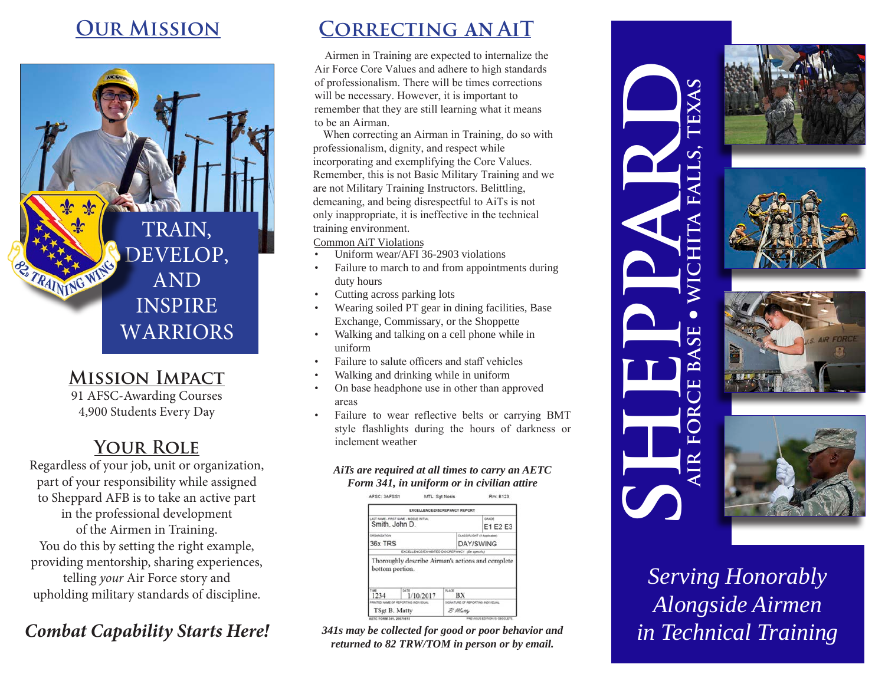# Our Mission

TRAIN, DEVELOP, AND INSPIRE WARRIORS

## Mission Impact

91 AFSC-Awarding Courses
4,900 Students Every Day

## Your Role

Regardless of your job, unit or organization, part of your responsibility while assigned to Sheppard AFB is to take an active part in the professional development of the Airmen in Training. You do this by setting the right example, providing mentorship, sharing experiences, telling *your* Air Force story and upholding military standards of discipline.

***Combat Capability Starts Here!***

# Correcting an AiT

Airmen in Training are expected to internalize the Air Force Core Values and adhere to high standards of professionalism. There will be times corrections will be necessary. However, it is important to remember that they are still learning what it means to be an Airman.

When correcting an Airman in Training, do so with professionalism, dignity, and respect while incorporating and exemplifying the Core Values. Remember, this is not Basic Military Training and we are not Military Training Instructors. Belittling, demeaning, and being disrespectful to AiTs is not only inappropriate, it is ineffective in the technical training environment.

Common AiT Violations

- Uniform wear/AFI 36-2903 violations
- Failure to march to and from appointments during duty hours
- Cutting across parking lots
- Wearing soiled PT gear in dining facilities, Base Exchange, Commissary, or the Shoppette
- Walking and talking on a cell phone while in uniform
- Failure to salute officers and staff vehicles
- Walking and drinking while in uniform
- On base headphone use in other than approved areas
- Failure to wear reflective belts or carrying BMT style flashlights during the hours of darkness or inclement weather

***AiTs are required at all times to carry an AETC Form 341, in uniform or in civilian attire***

AFSC: 3AFSS1 MTL: Sgt Nosis Rm: 8123

EXCELLENCE/DISCREPANCY REPORT

| LAST NAME - FIRST NAME - MIDDLE INITIAL | GRADE |
|---|---|
| Smith, John D. | E1 E2 E3 |
| ORGANIZATION | CLASS/FLIGHT (if Applicable) |
| 36x TRS | DAY/SWING |

EXCELLENCE/EXHIBITED DISCREPANCY (Be specific)

Thoroughly describe Airman's actions and complete bottom portion.

| TIME | DATE | PLACE |
|---|---|---|
| 1234 | 1/10/2017 | BX |

| PRINTED NAME OF REPORTING INDIVIDUAL | SIGNATURE OF REPORTING INDIVIDUAL |
|---|---|
| TSgt B. Matty | B Matty |

AETC FORM 341, 20070815 PREVIOUS EDITION IS OBSOLETE

***341s may be collected for good or poor behavior and returned to 82 TRW/TOM in person or by email.***

# SHEPPARD

## AIR FORCE BASE • WICHITA FALLS, TEXAS

*Serving Honorably Alongside Airmen in Technical Training*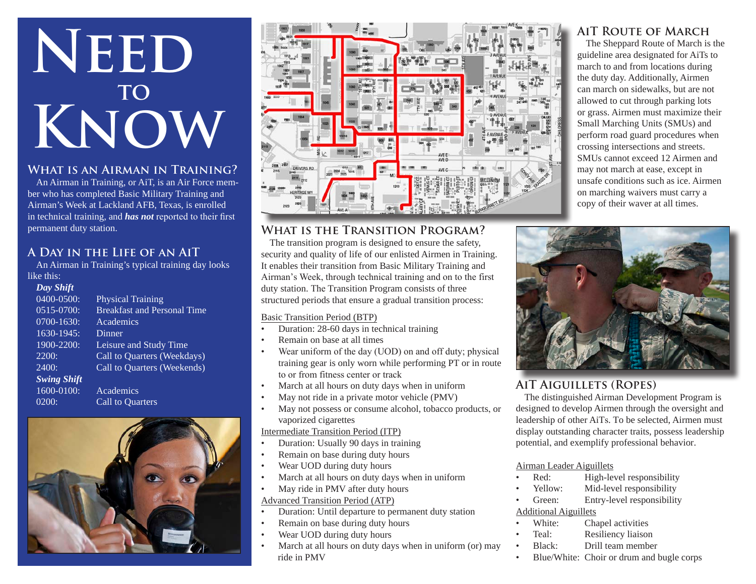# Need to Know

## What is an Airman in Training?

An Airman in Training, or AiT, is an Air Force member who has completed Basic Military Training and Airman's Week at Lackland AFB, Texas, is enrolled in technical training, and ***has not*** reported to their first permanent duty station.

## A Day in the Life of an AiT

An Airman in Training's typical training day looks like this:

***Day Shift***

| | |
|---|---|
| 0400-0500: | Physical Training |
| 0515-0700: | Breakfast and Personal Time |
| 0700-1630: | Academics |
| 1630-1945: | Dinner |
| 1900-2200: | Leisure and Study Time |
| 2200: | Call to Quarters (Weekdays) |
| 2400: | Call to Quarters (Weekends) |

***Swing Shift***

| | |
|---|---|
| 1600-0100: | Academics |
| 0200: | Call to Quarters |

## What is the Transition Program?

The transition program is designed to ensure the safety, security and quality of life of our enlisted Airmen in Training. It enables their transition from Basic Military Training and Airman's Week, through technical training and on to the first duty station. The Transition Program consists of three structured periods that ensure a gradual transition process:

Basic Transition Period (BTP)

- Duration: 28-60 days in technical training
- Remain on base at all times
- Wear uniform of the day (UOD) on and off duty; physical training gear is only worn while performing PT or in route to or from fitness center or track
- March at all hours on duty days when in uniform
- May not ride in a private motor vehicle (PMV)
- May not possess or consume alcohol, tobacco products, or vaporized cigarettes

Intermediate Transition Period (ITP)

- Duration: Usually 90 days in training
- Remain on base during duty hours
- Wear UOD during duty hours
- March at all hours on duty days when in uniform
- May ride in PMV after duty hours

Advanced Transition Period (ATP)

- Duration: Until departure to permanent duty station
- Remain on base during duty hours
- Wear UOD during duty hours
- March at all hours on duty days when in uniform (or) may ride in PMV

## AiT Route of March

The Sheppard Route of March is the guideline area designated for AiTs to march to and from locations during the duty day. Additionally, Airmen can march on sidewalks, but are not allowed to cut through parking lots or grass. Airmen must maximize their Small Marching Units (SMUs) and perform road guard procedures when crossing intersections and streets. SMUs cannot exceed 12 Airmen and may not march at ease, except in unsafe conditions such as ice. Airmen on marching waivers must carry a copy of their waver at all times.

## AiT Aiguillets (Ropes)

The distinguished Airman Development Program is designed to develop Airmen through the oversight and leadership of other AiTs. To be selected, Airmen must display outstanding character traits, possess leadership potential, and exemplify professional behavior.

Airman Leader Aiguillets

- Red: High-level responsibility
- Yellow: Mid-level responsibility
- Green: Entry-level responsibility

Additional Aiguillets

- White: Chapel activities
- Teal: Resiliency liaison
- Black: Drill team member
- Blue/White: Choir or drum and bugle corps